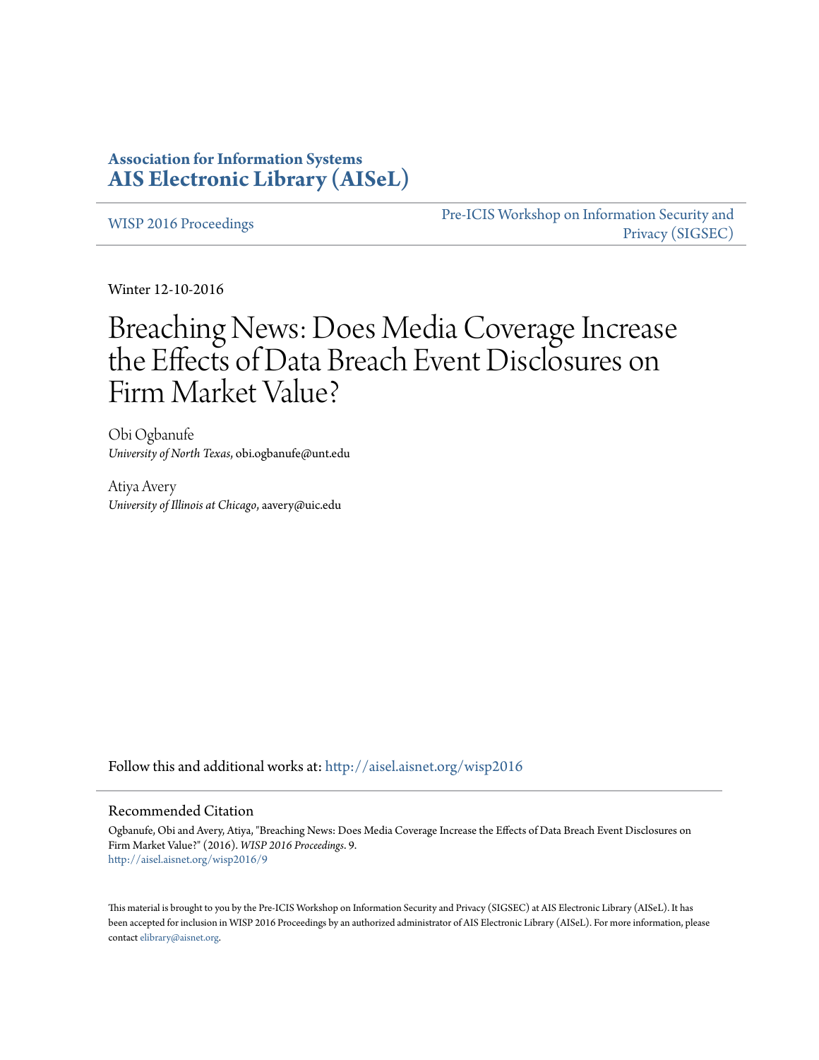**Association for Information Systems**
**AIS Electronic Library (AISeL)**

WISP 2016 Proceedings

Pre-ICIS Workshop on Information Security and Privacy (SIGSEC)

Winter 12-10-2016

# Breaching News: Does Media Coverage Increase the Effects of Data Breach Event Disclosures on Firm Market Value?

Obi Ogbanufe
*University of North Texas*, obi.ogbanufe@unt.edu

Atiya Avery
*University of Illinois at Chicago*, aavery@uic.edu

Follow this and additional works at: http://aisel.aisnet.org/wisp2016

## Recommended Citation

Ogbanufe, Obi and Avery, Atiya, "Breaching News: Does Media Coverage Increase the Effects of Data Breach Event Disclosures on Firm Market Value?" (2016). *WISP 2016 Proceedings*. 9.
http://aisel.aisnet.org/wisp2016/9

This material is brought to you by the Pre-ICIS Workshop on Information Security and Privacy (SIGSEC) at AIS Electronic Library (AISeL). It has been accepted for inclusion in WISP 2016 Proceedings by an authorized administrator of AIS Electronic Library (AISeL). For more information, please contact elibrary@aisnet.org.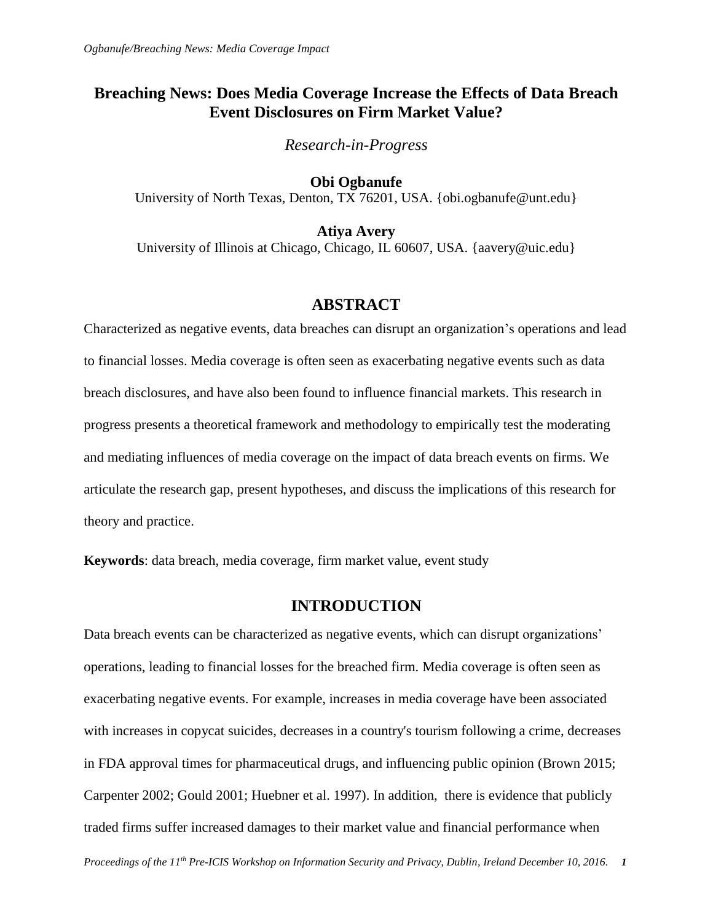# Breaching News: Does Media Coverage Increase the Effects of Data Breach Event Disclosures on Firm Market Value?

*Research-in-Progress*

**Obi Ogbanufe**
University of North Texas, Denton, TX 76201, USA. {obi.ogbanufe@unt.edu}

**Atiya Avery**
University of Illinois at Chicago, Chicago, IL 60607, USA. {aavery@uic.edu}

## ABSTRACT

Characterized as negative events, data breaches can disrupt an organization's operations and lead to financial losses. Media coverage is often seen as exacerbating negative events such as data breach disclosures, and have also been found to influence financial markets. This research in progress presents a theoretical framework and methodology to empirically test the moderating and mediating influences of media coverage on the impact of data breach events on firms. We articulate the research gap, present hypotheses, and discuss the implications of this research for theory and practice.

**Keywords**: data breach, media coverage, firm market value, event study

## INTRODUCTION

Data breach events can be characterized as negative events, which can disrupt organizations' operations, leading to financial losses for the breached firm. Media coverage is often seen as exacerbating negative events. For example, increases in media coverage have been associated with increases in copycat suicides, decreases in a country's tourism following a crime, decreases in FDA approval times for pharmaceutical drugs, and influencing public opinion (Brown 2015; Carpenter 2002; Gould 2001; Huebner et al. 1997). In addition, there is evidence that publicly traded firms suffer increased damages to their market value and financial performance when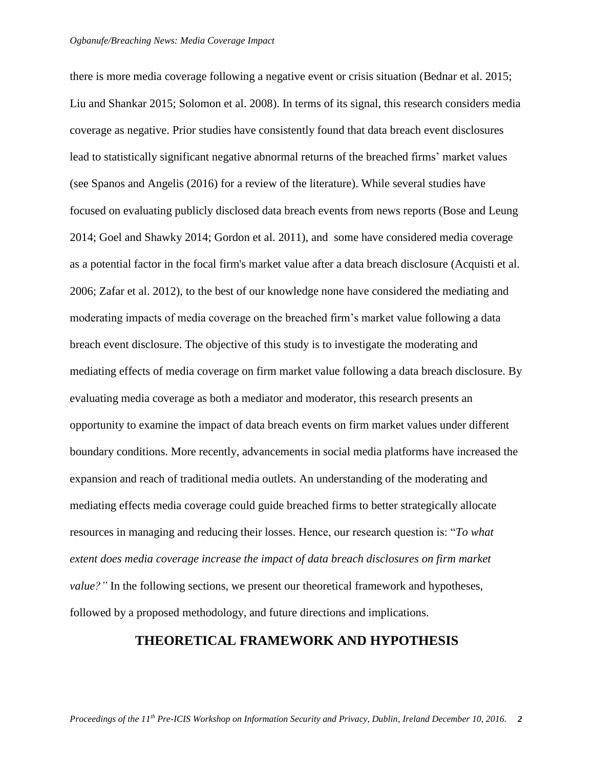there is more media coverage following a negative event or crisis situation (Bednar et al. 2015; Liu and Shankar 2015; Solomon et al. 2008). In terms of its signal, this research considers media coverage as negative. Prior studies have consistently found that data breach event disclosures lead to statistically significant negative abnormal returns of the breached firms' market values (see Spanos and Angelis (2016) for a review of the literature). While several studies have focused on evaluating publicly disclosed data breach events from news reports (Bose and Leung 2014; Goel and Shawky 2014; Gordon et al. 2011), and some have considered media coverage as a potential factor in the focal firm's market value after a data breach disclosure (Acquisti et al. 2006; Zafar et al. 2012), to the best of our knowledge none have considered the mediating and moderating impacts of media coverage on the breached firm's market value following a data breach event disclosure. The objective of this study is to investigate the moderating and mediating effects of media coverage on firm market value following a data breach disclosure. By evaluating media coverage as both a mediator and moderator, this research presents an opportunity to examine the impact of data breach events on firm market values under different boundary conditions. More recently, advancements in social media platforms have increased the expansion and reach of traditional media outlets. An understanding of the moderating and mediating effects media coverage could guide breached firms to better strategically allocate resources in managing and reducing their losses. Hence, our research question is: "*To what extent does media coverage increase the impact of data breach disclosures on firm market value?"* In the following sections, we present our theoretical framework and hypotheses, followed by a proposed methodology, and future directions and implications.

## THEORETICAL FRAMEWORK AND HYPOTHESIS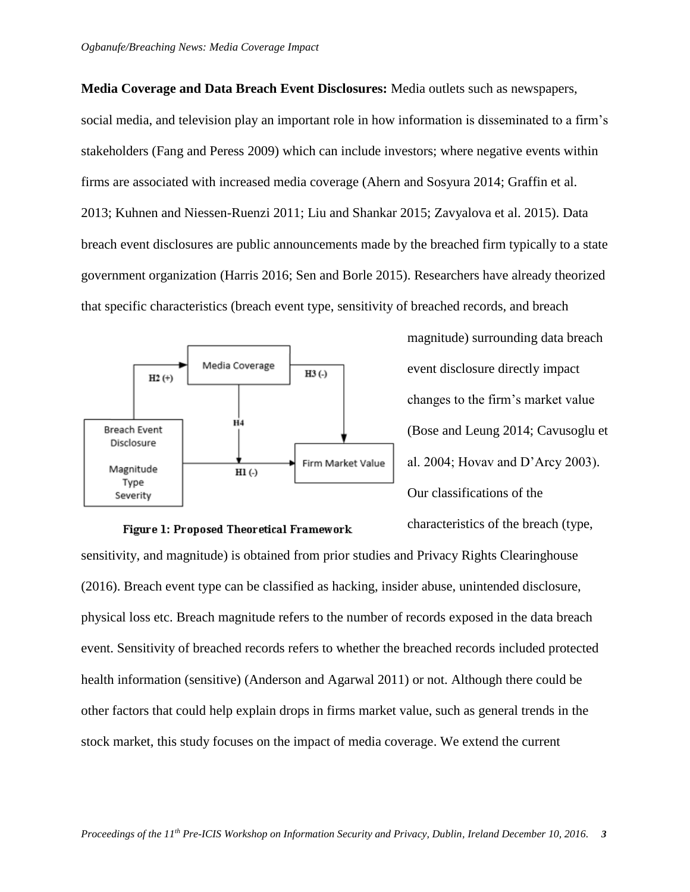**Media Coverage and Data Breach Event Disclosures:** Media outlets such as newspapers, social media, and television play an important role in how information is disseminated to a firm's stakeholders (Fang and Peress 2009) which can include investors; where negative events within firms are associated with increased media coverage (Ahern and Sosyura 2014; Graffin et al. 2013; Kuhnen and Niessen-Ruenzi 2011; Liu and Shankar 2015; Zavyalova et al. 2015). Data breach event disclosures are public announcements made by the breached firm typically to a state government organization (Harris 2016; Sen and Borle 2015). Researchers have already theorized that specific characteristics (breach event type, sensitivity of breached records, and breach magnitude) surrounding data breach event disclosure directly impact changes to the firm's market value (Bose and Leung 2014; Cavusoglu et al. 2004; Hovav and D'Arcy 2003). Our classifications of the characteristics of the breach (type, sensitivity, and magnitude) is obtained from prior studies and Privacy Rights Clearinghouse (2016). Breach event type can be classified as hacking, insider abuse, unintended disclosure, physical loss etc. Breach magnitude refers to the number of records exposed in the data breach event. Sensitivity of breached records refers to whether the breached records included protected health information (sensitive) (Anderson and Agarwal 2011) or not. Although there could be other factors that could help explain drops in firms market value, such as general trends in the stock market, this study focuses on the impact of media coverage. We extend the current

Media Coverage

Breach Event Disclosure

Magnitude
Type
Severity

Firm Market Value

H1 (-)
H2 (+)
H3 (-)
H4

**Figure 1: Proposed Theoretical Framework**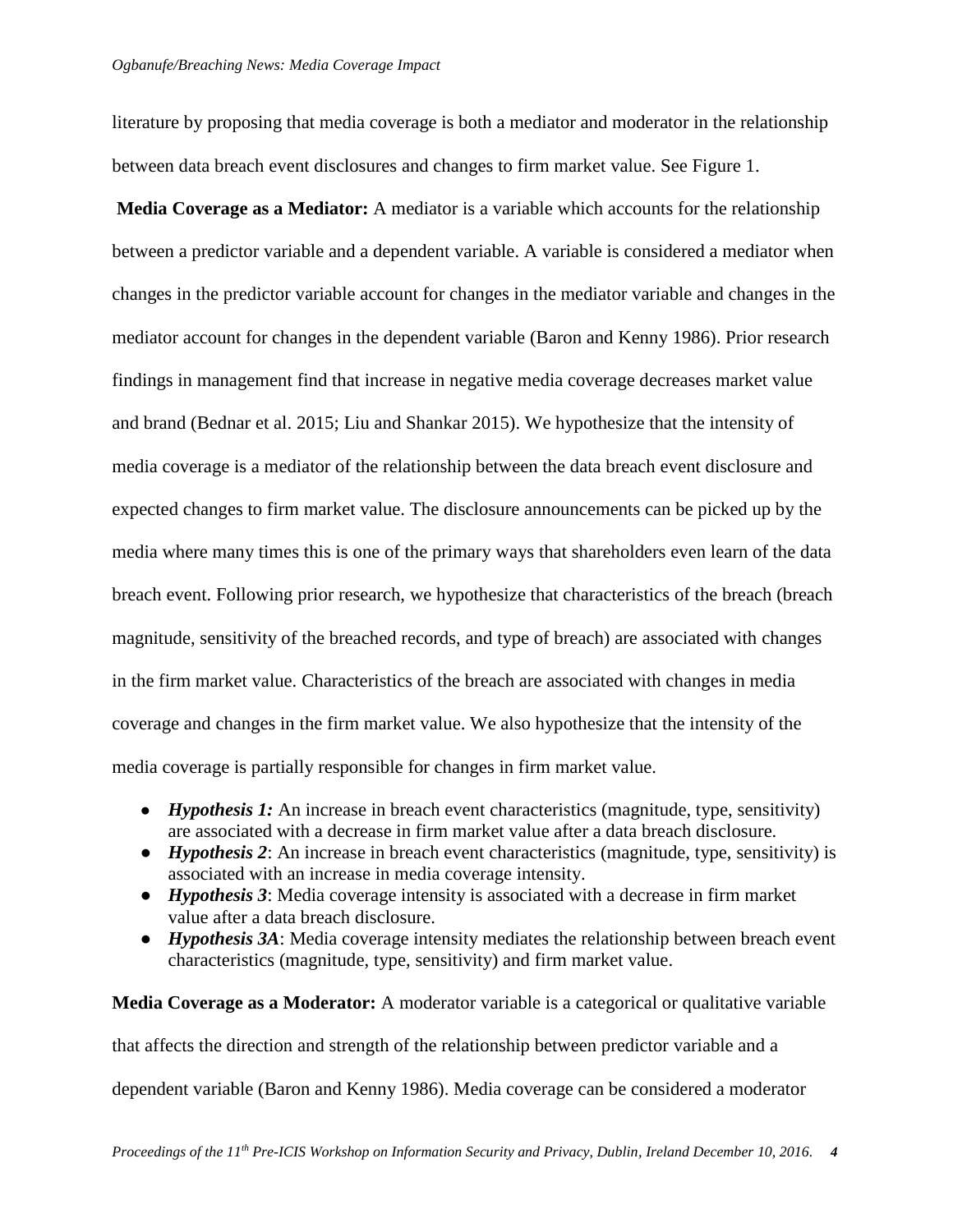literature by proposing that media coverage is both a mediator and moderator in the relationship between data breach event disclosures and changes to firm market value. See Figure 1.

**Media Coverage as a Mediator:** A mediator is a variable which accounts for the relationship between a predictor variable and a dependent variable. A variable is considered a mediator when changes in the predictor variable account for changes in the mediator variable and changes in the mediator account for changes in the dependent variable (Baron and Kenny 1986). Prior research findings in management find that increase in negative media coverage decreases market value and brand (Bednar et al. 2015; Liu and Shankar 2015). We hypothesize that the intensity of media coverage is a mediator of the relationship between the data breach event disclosure and expected changes to firm market value. The disclosure announcements can be picked up by the media where many times this is one of the primary ways that shareholders even learn of the data breach event. Following prior research, we hypothesize that characteristics of the breach (breach magnitude, sensitivity of the breached records, and type of breach) are associated with changes in the firm market value. Characteristics of the breach are associated with changes in media coverage and changes in the firm market value. We also hypothesize that the intensity of the media coverage is partially responsible for changes in firm market value.

- ***Hypothesis 1:*** An increase in breach event characteristics (magnitude, type, sensitivity) are associated with a decrease in firm market value after a data breach disclosure.
- ***Hypothesis 2***: An increase in breach event characteristics (magnitude, type, sensitivity) is associated with an increase in media coverage intensity.
- ***Hypothesis 3***: Media coverage intensity is associated with a decrease in firm market value after a data breach disclosure.
- ***Hypothesis 3A***: Media coverage intensity mediates the relationship between breach event characteristics (magnitude, type, sensitivity) and firm market value.

**Media Coverage as a Moderator:** A moderator variable is a categorical or qualitative variable that affects the direction and strength of the relationship between predictor variable and a dependent variable (Baron and Kenny 1986). Media coverage can be considered a moderator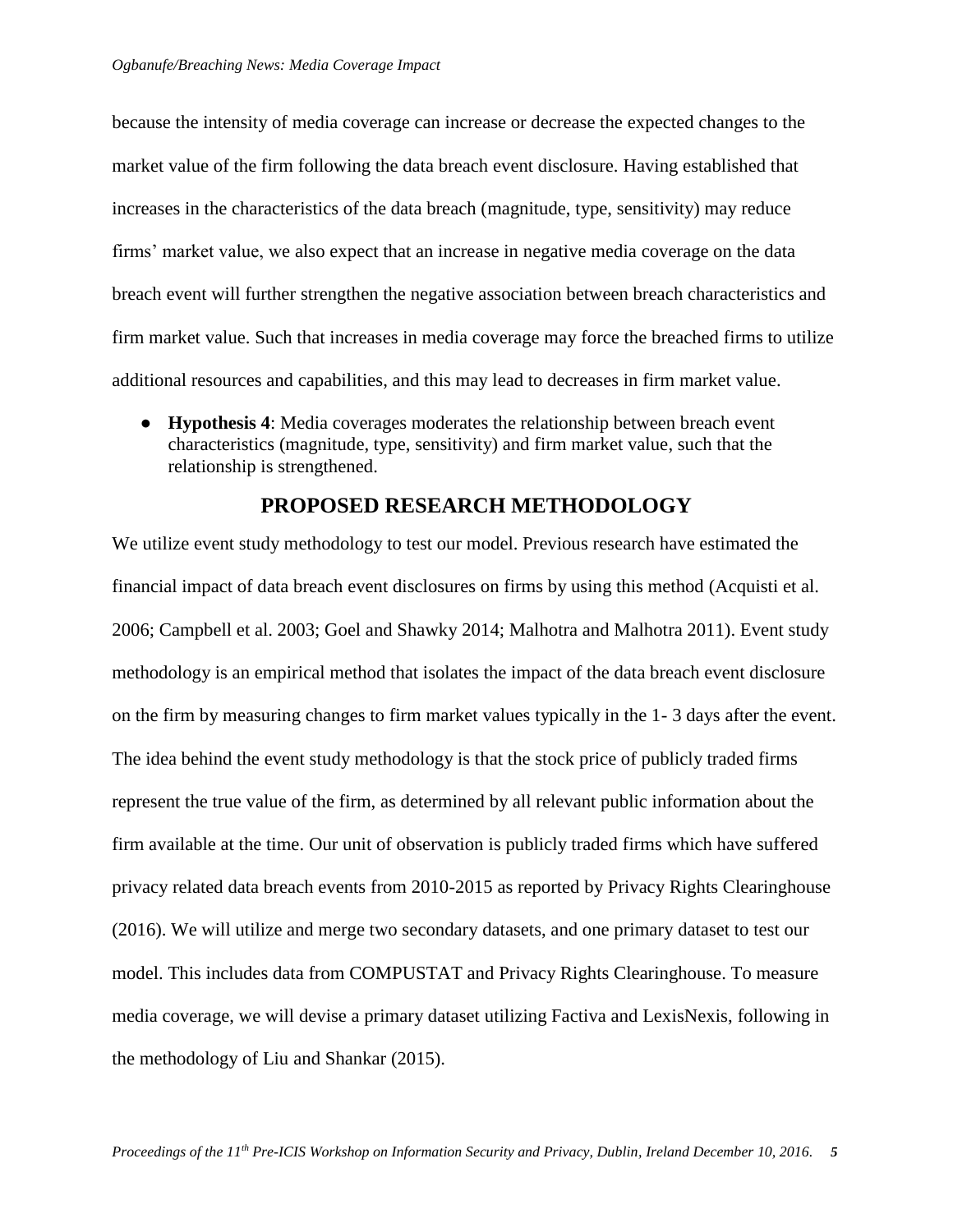because the intensity of media coverage can increase or decrease the expected changes to the market value of the firm following the data breach event disclosure. Having established that increases in the characteristics of the data breach (magnitude, type, sensitivity) may reduce firms' market value, we also expect that an increase in negative media coverage on the data breach event will further strengthen the negative association between breach characteristics and firm market value. Such that increases in media coverage may force the breached firms to utilize additional resources and capabilities, and this may lead to decreases in firm market value.

- **Hypothesis 4**: Media coverages moderates the relationship between breach event characteristics (magnitude, type, sensitivity) and firm market value, such that the relationship is strengthened.

## PROPOSED RESEARCH METHODOLOGY

We utilize event study methodology to test our model. Previous research have estimated the financial impact of data breach event disclosures on firms by using this method (Acquisti et al. 2006; Campbell et al. 2003; Goel and Shawky 2014; Malhotra and Malhotra 2011). Event study methodology is an empirical method that isolates the impact of the data breach event disclosure on the firm by measuring changes to firm market values typically in the 1- 3 days after the event. The idea behind the event study methodology is that the stock price of publicly traded firms represent the true value of the firm, as determined by all relevant public information about the firm available at the time. Our unit of observation is publicly traded firms which have suffered privacy related data breach events from 2010-2015 as reported by Privacy Rights Clearinghouse (2016). We will utilize and merge two secondary datasets, and one primary dataset to test our model. This includes data from COMPUSTAT and Privacy Rights Clearinghouse. To measure media coverage, we will devise a primary dataset utilizing Factiva and LexisNexis, following in the methodology of Liu and Shankar (2015).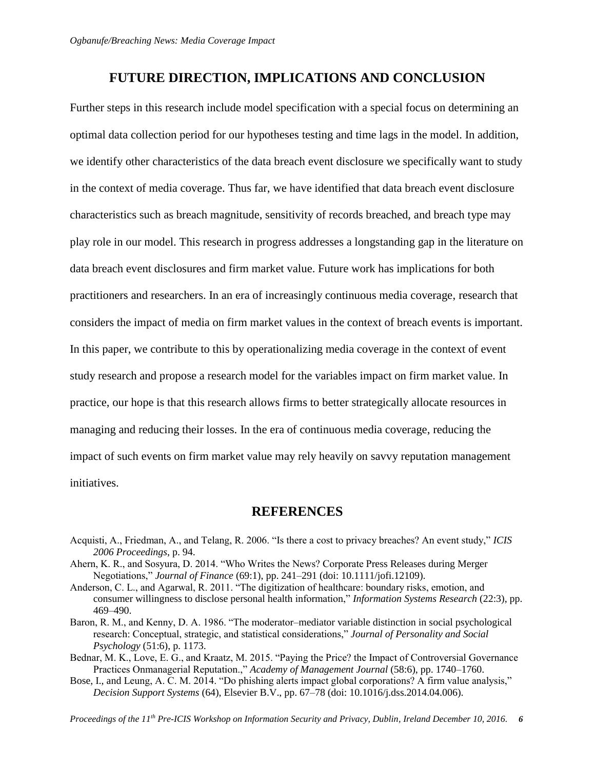## FUTURE DIRECTION, IMPLICATIONS AND CONCLUSION

Further steps in this research include model specification with a special focus on determining an optimal data collection period for our hypotheses testing and time lags in the model. In addition, we identify other characteristics of the data breach event disclosure we specifically want to study in the context of media coverage. Thus far, we have identified that data breach event disclosure characteristics such as breach magnitude, sensitivity of records breached, and breach type may play role in our model. This research in progress addresses a longstanding gap in the literature on data breach event disclosures and firm market value. Future work has implications for both practitioners and researchers. In an era of increasingly continuous media coverage, research that considers the impact of media on firm market values in the context of breach events is important. In this paper, we contribute to this by operationalizing media coverage in the context of event study research and propose a research model for the variables impact on firm market value. In practice, our hope is that this research allows firms to better strategically allocate resources in managing and reducing their losses. In the era of continuous media coverage, reducing the impact of such events on firm market value may rely heavily on savvy reputation management initiatives.

## REFERENCES

Acquisti, A., Friedman, A., and Telang, R. 2006. "Is there a cost to privacy breaches? An event study," *ICIS 2006 Proceedings*, p. 94.

Ahern, K. R., and Sosyura, D. 2014. "Who Writes the News? Corporate Press Releases during Merger Negotiations," *Journal of Finance* (69:1), pp. 241–291 (doi: 10.1111/jofi.12109).

Anderson, C. L., and Agarwal, R. 2011. "The digitization of healthcare: boundary risks, emotion, and consumer willingness to disclose personal health information," *Information Systems Research* (22:3), pp. 469–490.

Baron, R. M., and Kenny, D. A. 1986. "The moderator–mediator variable distinction in social psychological research: Conceptual, strategic, and statistical considerations," *Journal of Personality and Social Psychology* (51:6), p. 1173.

Bednar, M. K., Love, E. G., and Kraatz, M. 2015. "Paying the Price? the Impact of Controversial Governance Practices Onmanagerial Reputation.," *Academy of Management Journal* (58:6), pp. 1740–1760.

Bose, I., and Leung, A. C. M. 2014. "Do phishing alerts impact global corporations? A firm value analysis," *Decision Support Systems* (64), Elsevier B.V., pp. 67–78 (doi: 10.1016/j.dss.2014.04.006).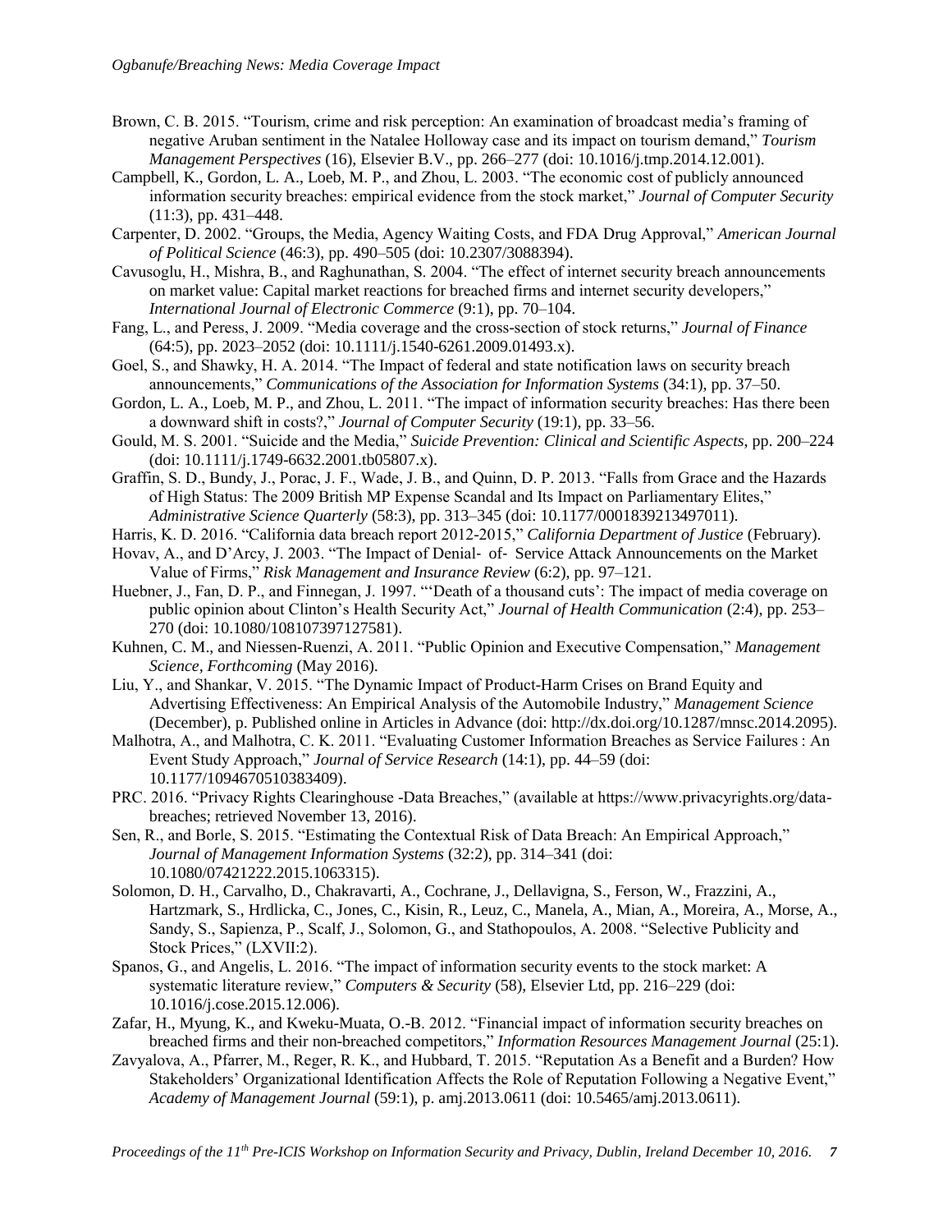Brown, C. B. 2015. "Tourism, crime and risk perception: An examination of broadcast media's framing of negative Aruban sentiment in the Natalee Holloway case and its impact on tourism demand," *Tourism Management Perspectives* (16), Elsevier B.V., pp. 266–277 (doi: 10.1016/j.tmp.2014.12.001).

Campbell, K., Gordon, L. A., Loeb, M. P., and Zhou, L. 2003. "The economic cost of publicly announced information security breaches: empirical evidence from the stock market," *Journal of Computer Security* (11:3), pp. 431–448.

Carpenter, D. 2002. "Groups, the Media, Agency Waiting Costs, and FDA Drug Approval," *American Journal of Political Science* (46:3), pp. 490–505 (doi: 10.2307/3088394).

Cavusoglu, H., Mishra, B., and Raghunathan, S. 2004. "The effect of internet security breach announcements on market value: Capital market reactions for breached firms and internet security developers," *International Journal of Electronic Commerce* (9:1), pp. 70–104.

Fang, L., and Peress, J. 2009. "Media coverage and the cross-section of stock returns," *Journal of Finance* (64:5), pp. 2023–2052 (doi: 10.1111/j.1540-6261.2009.01493.x).

Goel, S., and Shawky, H. A. 2014. "The Impact of federal and state notification laws on security breach announcements," *Communications of the Association for Information Systems* (34:1), pp. 37–50.

Gordon, L. A., Loeb, M. P., and Zhou, L. 2011. "The impact of information security breaches: Has there been a downward shift in costs?," *Journal of Computer Security* (19:1), pp. 33–56.

Gould, M. S. 2001. "Suicide and the Media," *Suicide Prevention: Clinical and Scientific Aspects*, pp. 200–224 (doi: 10.1111/j.1749-6632.2001.tb05807.x).

Graffin, S. D., Bundy, J., Porac, J. F., Wade, J. B., and Quinn, D. P. 2013. "Falls from Grace and the Hazards of High Status: The 2009 British MP Expense Scandal and Its Impact on Parliamentary Elites," *Administrative Science Quarterly* (58:3), pp. 313–345 (doi: 10.1177/0001839213497011).

Harris, K. D. 2016. "California data breach report 2012-2015," *California Department of Justice* (February).

Hovav, A., and D'Arcy, J. 2003. "The Impact of Denial- of- Service Attack Announcements on the Market Value of Firms," *Risk Management and Insurance Review* (6:2), pp. 97–121.

Huebner, J., Fan, D. P., and Finnegan, J. 1997. "'Death of a thousand cuts': The impact of media coverage on public opinion about Clinton's Health Security Act," *Journal of Health Communication* (2:4), pp. 253–270 (doi: 10.1080/108107397127581).

Kuhnen, C. M., and Niessen-Ruenzi, A. 2011. "Public Opinion and Executive Compensation," *Management Science, Forthcoming* (May 2016).

Liu, Y., and Shankar, V. 2015. "The Dynamic Impact of Product-Harm Crises on Brand Equity and Advertising Effectiveness: An Empirical Analysis of the Automobile Industry," *Management Science* (December), p. Published online in Articles in Advance (doi: http://dx.doi.org/10.1287/mnsc.2014.2095).

Malhotra, A., and Malhotra, C. K. 2011. "Evaluating Customer Information Breaches as Service Failures : An Event Study Approach," *Journal of Service Research* (14:1), pp. 44–59 (doi: 10.1177/1094670510383409).

PRC. 2016. "Privacy Rights Clearinghouse -Data Breaches," (available at https://www.privacyrights.org/data-breaches; retrieved November 13, 2016).

Sen, R., and Borle, S. 2015. "Estimating the Contextual Risk of Data Breach: An Empirical Approach," *Journal of Management Information Systems* (32:2), pp. 314–341 (doi: 10.1080/07421222.2015.1063315).

Solomon, D. H., Carvalho, D., Chakravarti, A., Cochrane, J., Dellavigna, S., Ferson, W., Frazzini, A., Hartzmark, S., Hrdlicka, C., Jones, C., Kisin, R., Leuz, C., Manela, A., Mian, A., Moreira, A., Morse, A., Sandy, S., Sapienza, P., Scalf, J., Solomon, G., and Stathopoulos, A. 2008. "Selective Publicity and Stock Prices," (LXVII:2).

Spanos, G., and Angelis, L. 2016. "The impact of information security events to the stock market: A systematic literature review," *Computers & Security* (58), Elsevier Ltd, pp. 216–229 (doi: 10.1016/j.cose.2015.12.006).

Zafar, H., Myung, K., and Kweku-Muata, O.-B. 2012. "Financial impact of information security breaches on breached firms and their non-breached competitors," *Information Resources Management Journal* (25:1).

Zavyalova, A., Pfarrer, M., Reger, R. K., and Hubbard, T. 2015. "Reputation As a Benefit and a Burden? How Stakeholders' Organizational Identification Affects the Role of Reputation Following a Negative Event," *Academy of Management Journal* (59:1), p. amj.2013.0611 (doi: 10.5465/amj.2013.0611).